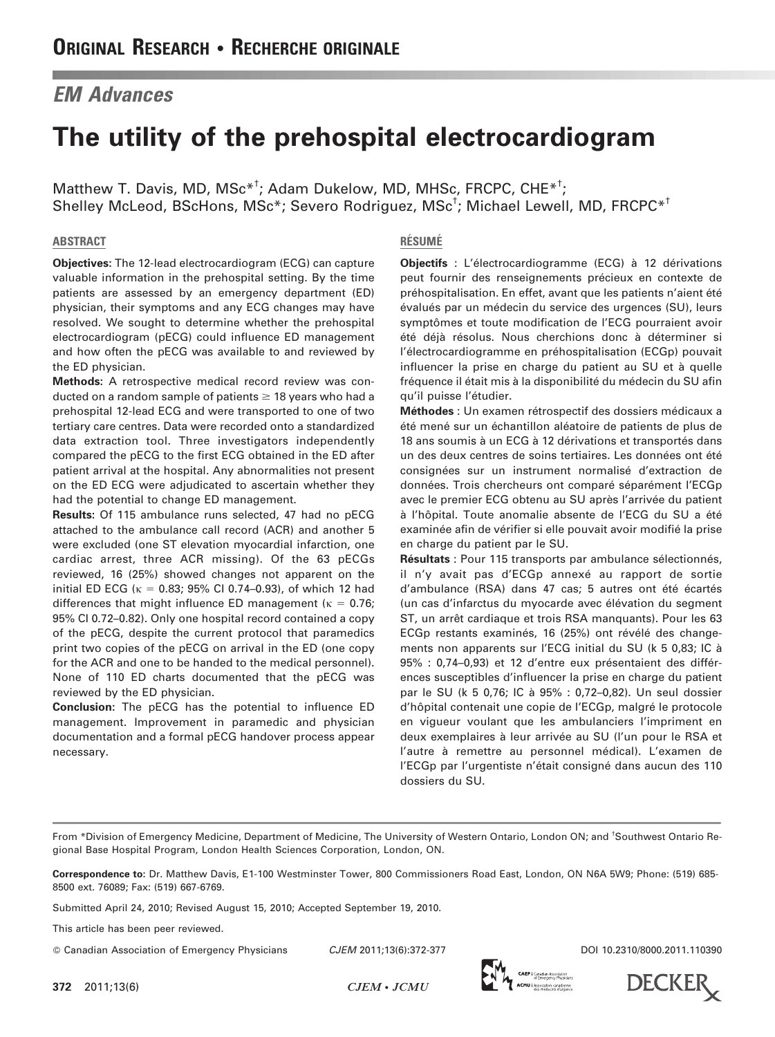**ORIGINAL RESEARCH • RECHERCHE ORIGINALE**

*EM Advances*

# The utility of the prehospital electrocardiogram

Matthew T. Davis, MD, MSc*[†]; Adam Dukelow, MD, MHSc, FRCPC, CHE*[†]; Shelley McLeod, BScHons, MSc*; Severo Rodriguez, MSc[†]; Michael Lewell, MD, FRCPC*[†]

## ABSTRACT

**Objectives:** The 12-lead electrocardiogram (ECG) can capture valuable information in the prehospital setting. By the time patients are assessed by an emergency department (ED) physician, their symptoms and any ECG changes may have resolved. We sought to determine whether the prehospital electrocardiogram (pECG) could influence ED management and how often the pECG was available to and reviewed by the ED physician.

**Methods:** A retrospective medical record review was conducted on a random sample of patients ≥ 18 years who had a prehospital 12-lead ECG and were transported to one of two tertiary care centres. Data were recorded onto a standardized data extraction tool. Three investigators independently compared the pECG to the first ECG obtained in the ED after patient arrival at the hospital. Any abnormalities not present on the ED ECG were adjudicated to ascertain whether they had the potential to change ED management.

**Results:** Of 115 ambulance runs selected, 47 had no pECG attached to the ambulance call record (ACR) and another 5 were excluded (one ST elevation myocardial infarction, one cardiac arrest, three ACR missing). Of the 63 pECGs reviewed, 16 (25%) showed changes not apparent on the initial ED ECG ($\kappa = 0.83$; 95% CI 0.74–0.93), of which 12 had differences that might influence ED management ($\kappa = 0.76$; 95% CI 0.72–0.82). Only one hospital record contained a copy of the pECG, despite the current protocol that paramedics print two copies of the pECG on arrival in the ED (one copy for the ACR and one to be handed to the medical personnel). None of 110 ED charts documented that the pECG was reviewed by the ED physician.

**Conclusion:** The pECG has the potential to influence ED management. Improvement in paramedic and physician documentation and a formal pECG handover process appear necessary.

## RÉSUMÉ

**Objectifs** : L'électrocardiogramme (ECG) à 12 dérivations peut fournir des renseignements précieux en contexte de préhospitalisation. En effet, avant que les patients n'aient été évalués par un médecin du service des urgences (SU), leurs symptômes et toute modification de l'ECG pourraient avoir été déjà résolus. Nous cherchions donc à déterminer si l'électrocardiogramme en préhospitalisation (ECGp) pouvait influencer la prise en charge du patient au SU et à quelle fréquence il était mis à la disponibilité du médecin du SU afin qu'il puisse l'étudier.

**Méthodes** : Un examen rétrospectif des dossiers médicaux a été mené sur un échantillon aléatoire de patients de plus de 18 ans soumis à un ECG à 12 dérivations et transportés dans un des deux centres de soins tertiaires. Les données ont été consignées sur un instrument normalisé d'extraction de données. Trois chercheurs ont comparé séparément l'ECGp avec le premier ECG obtenu au SU après l'arrivée du patient à l'hôpital. Toute anomalie absente de l'ECG du SU a été examinée afin de vérifier si elle pouvait avoir modifié la prise en charge du patient par le SU.

**Résultats** : Pour 115 transports par ambulance sélectionnés, il n'y avait pas d'ECGp annexé au rapport de sortie d'ambulance (RSA) dans 47 cas; 5 autres ont été écartés (un cas d'infarctus du myocarde avec élévation du segment ST, un arrêt cardiaque et trois RSA manquants). Pour les 63 ECGp restants examinés, 16 (25%) ont révélé des changements non apparents sur l'ECG initial du SU (k 5 0,83; IC à 95% : 0,74–0,93) et 12 d'entre eux présentaient des différences susceptibles d'influencer la prise en charge du patient par le SU (k 5 0,76; IC à 95% : 0,72–0,82). Un seul dossier d'hôpital contenait une copie de l'ECGp, malgré le protocole en vigueur voulant que les ambulanciers l'impriment en deux exemplaires à leur arrivée au SU (l'un pour le RSA et l'autre à remettre au personnel médical). L'examen de l'ECGp par l'urgentiste n'était consigné dans aucun des 110 dossiers du SU.

From *Division of Emergency Medicine, Department of Medicine, The University of Western Ontario, London ON; and [†]Southwest Ontario Regional Base Hospital Program, London Health Sciences Corporation, London, ON.

**Correspondence to:** Dr. Matthew Davis, E1-100 Westminster Tower, 800 Commissioners Road East, London, ON N6A 5W9; Phone: (519) 685-8500 ext. 76089; Fax: (519) 667-6769.

Submitted April 24, 2010; Revised August 15, 2010; Accepted September 19, 2010.

This article has been peer reviewed.

© Canadian Association of Emergency Physicians CJEM 2011;13(6):372-377 DOI 10.2310/8000.2011.110390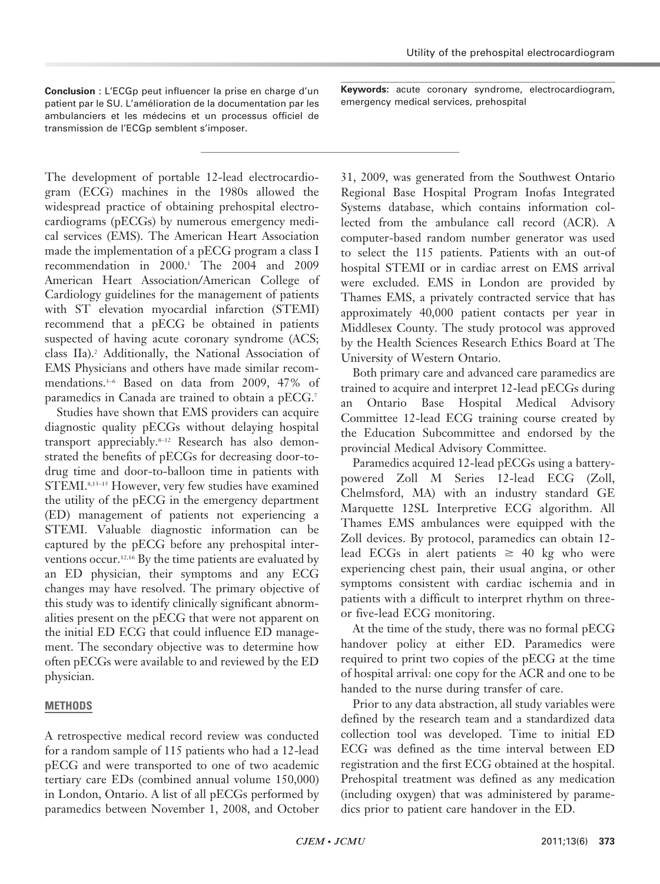**Conclusion** : L'ECGp peut influencer la prise en charge d'un patient par le SU. L'amélioration de la documentation par les ambulanciers et les médecins et un processus officiel de transmission de l'ECGp semblent s'imposer.

**Keywords:** acute coronary syndrome, electrocardiogram, emergency medical services, prehospital

The development of portable 12-lead electrocardiogram (ECG) machines in the 1980s allowed the widespread practice of obtaining prehospital electrocardiograms (pECGs) by numerous emergency medical services (EMS). The American Heart Association made the implementation of a pECG program a class I recommendation in 2000.[1] The 2004 and 2009 American Heart Association/American College of Cardiology guidelines for the management of patients with ST elevation myocardial infarction (STEMI) recommend that a pECG be obtained in patients suspected of having acute coronary syndrome (ACS; class IIa).[2] Additionally, the National Association of EMS Physicians and others have made similar recommendations.[3–6] Based on data from 2009, 47% of paramedics in Canada are trained to obtain a pECG.[7]

Studies have shown that EMS providers can acquire diagnostic quality pECGs without delaying hospital transport appreciably.[8–12] Research has also demonstrated the benefits of pECGs for decreasing door-to-drug time and door-to-balloon time in patients with STEMI.[8,13–15] However, very few studies have examined the utility of the pECG in the emergency department (ED) management of patients not experiencing a STEMI. Valuable diagnostic information can be captured by the pECG before any prehospital interventions occur.[12,16] By the time patients are evaluated by an ED physician, their symptoms and any ECG changes may have resolved. The primary objective of this study was to identify clinically significant abnormalities present on the pECG that were not apparent on the initial ED ECG that could influence ED management. The secondary objective was to determine how often pECGs were available to and reviewed by the ED physician.

## METHODS

A retrospective medical record review was conducted for a random sample of 115 patients who had a 12-lead pECG and were transported to one of two academic tertiary care EDs (combined annual volume 150,000) in London, Ontario. A list of all pECGs performed by paramedics between November 1, 2008, and October 31, 2009, was generated from the Southwest Ontario Regional Base Hospital Program Inofas Integrated Systems database, which contains information collected from the ambulance call record (ACR). A computer-based random number generator was used to select the 115 patients. Patients with an out-of hospital STEMI or in cardiac arrest on EMS arrival were excluded. EMS in London are provided by Thames EMS, a privately contracted service that has approximately 40,000 patient contacts per year in Middlesex County. The study protocol was approved by the Health Sciences Research Ethics Board at The University of Western Ontario.

Both primary care and advanced care paramedics are trained to acquire and interpret 12-lead pECGs during an Ontario Base Hospital Medical Advisory Committee 12-lead ECG training course created by the Education Subcommittee and endorsed by the provincial Medical Advisory Committee.

Paramedics acquired 12-lead pECGs using a battery-powered Zoll M Series 12-lead ECG (Zoll, Chelmsford, MA) with an industry standard GE Marquette 12SL Interpretive ECG algorithm. All Thames EMS ambulances were equipped with the Zoll devices. By protocol, paramedics can obtain 12-lead ECGs in alert patients ≥ 40 kg who were experiencing chest pain, their usual angina, or other symptoms consistent with cardiac ischemia and in patients with a difficult to interpret rhythm on three- or five-lead ECG monitoring.

At the time of the study, there was no formal pECG handover policy at either ED. Paramedics were required to print two copies of the pECG at the time of hospital arrival: one copy for the ACR and one to be handed to the nurse during transfer of care.

Prior to any data abstraction, all study variables were defined by the research team and a standardized data collection tool was developed. Time to initial ED ECG was defined as the time interval between ED registration and the first ECG obtained at the hospital. Prehospital treatment was defined as any medication (including oxygen) that was administered by paramedics prior to patient care handover in the ED.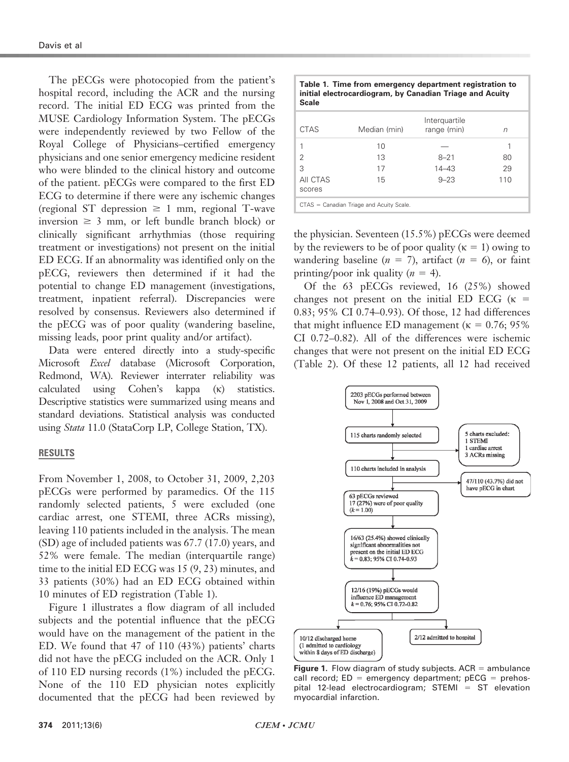The pECGs were photocopied from the patient's hospital record, including the ACR and the nursing record. The initial ED ECG was printed from the MUSE Cardiology Information System. The pECGs were independently reviewed by two Fellow of the Royal College of Physicians–certified emergency physicians and one senior emergency medicine resident who were blinded to the clinical history and outcome of the patient. pECGs were compared to the first ED ECG to determine if there were any ischemic changes (regional ST depression ≥ 1 mm, regional T-wave inversion ≥ 3 mm, or left bundle branch block) or clinically significant arrhythmias (those requiring treatment or investigations) not present on the initial ED ECG. If an abnormality was identified only on the pECG, reviewers then determined if it had the potential to change ED management (investigations, treatment, inpatient referral). Discrepancies were resolved by consensus. Reviewers also determined if the pECG was of poor quality (wandering baseline, missing leads, poor print quality and/or artifact).

Data were entered directly into a study-specific Microsoft *Excel* database (Microsoft Corporation, Redmond, WA). Reviewer interrater reliability was calculated using Cohen's kappa (κ) statistics. Descriptive statistics were summarized using means and standard deviations. Statistical analysis was conducted using *Stata* 11.0 (StataCorp LP, College Station, TX).

## RESULTS

From November 1, 2008, to October 31, 2009, 2,203 pECGs were performed by paramedics. Of the 115 randomly selected patients, 5 were excluded (one cardiac arrest, one STEMI, three ACRs missing), leaving 110 patients included in the analysis. The mean (SD) age of included patients was 67.7 (17.0) years, and 52% were female. The median (interquartile range) time to the initial ED ECG was 15 (9, 23) minutes, and 33 patients (30%) had an ED ECG obtained within 10 minutes of ED registration (Table 1).

Figure 1 illustrates a flow diagram of all included subjects and the potential influence that the pECG would have on the management of the patient in the ED. We found that 47 of 110 (43%) patients' charts did not have the pECG included on the ACR. Only 1 of 110 ED nursing records (1%) included the pECG. None of the 110 ED physician notes explicitly documented that the pECG had been reviewed by the physician. Seventeen (15.5%) pECGs were deemed by the reviewers to be of poor quality (κ = 1) owing to wandering baseline ($n$ = 7), artifact ($n$ = 6), or faint printing/poor ink quality ($n$ = 4).

**Table 1. Time from emergency department registration to initial electrocardiogram, by Canadian Triage and Acuity Scale**

| CTAS | Median (min) | Interquartile range (min) | $n$ |
|---|---|---|---|
| 1 | 10 | — | 1 |
| 2 | 13 | 8–21 | 80 |
| 3 | 17 | 14–43 | 29 |
| All CTAS scores | 15 | 9–23 | 110 |

CTAS = Canadian Triage and Acuity Scale.

Of the 63 pECGs reviewed, 16 (25%) showed changes not present on the initial ED ECG (κ = 0.83; 95% CI 0.74–0.93). Of those, 12 had differences that might influence ED management (κ = 0.76; 95% CI 0.72–0.82). All of the differences were ischemic changes that were not present on the initial ED ECG (Table 2). Of these 12 patients, all 12 had received

2203 pECGs performed between Nov 1, 2008 and Oct 31, 2009
→ 115 charts randomly selected
→ 5 charts excluded: 1 STEMI, 1 cardiac arrest, 3 ACRs missing
→ 110 charts included in analysis
→ 47/110 (43.7%) did not have pECG in chart
→ 63 pECGs reviewed; 17 (27%) were of poor quality ($k$ = 1.00)
→ 16/63 (25.4%) showed clinically significant abnormalities not present on the initial ED ECG; $k$ = 0.83; 95% CI 0.74-0.93
→ 12/16 (19%) pECGs would influence ED management; $k$ = 0.76; 95% CI 0.72-0.82
→ 10/12 discharged home (1 admitted to cardiology within 8 days of ED discharge); 2/12 admitted to hospital

**Figure 1.** Flow diagram of study subjects. ACR = ambulance call record; ED = emergency department; pECG = prehospital 12-lead electrocardiogram; STEMI = ST elevation myocardial infarction.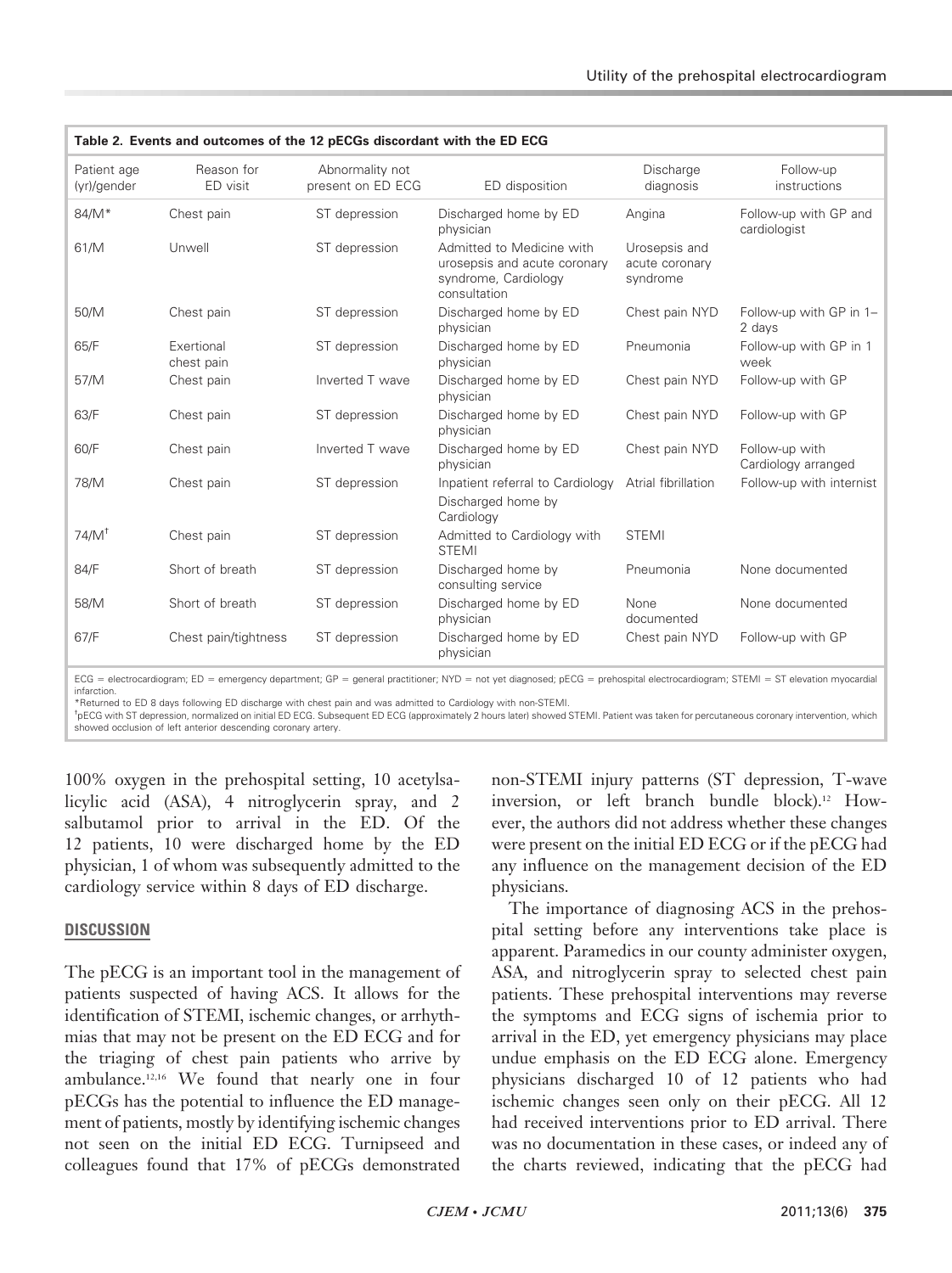**Table 2. Events and outcomes of the 12 pECGs discordant with the ED ECG**

| Patient age (yr)/gender | Reason for ED visit | Abnormality not present on ED ECG | ED disposition | Discharge diagnosis | Follow-up instructions |
|---|---|---|---|---|---|
| 84/M* | Chest pain | ST depression | Discharged home by ED physician | Angina | Follow-up with GP and cardiologist |
| 61/M | Unwell | ST depression | Admitted to Medicine with urosepsis and acute coronary syndrome, Cardiology consultation | Urosepsis and acute coronary syndrome | |
| 50/M | Chest pain | ST depression | Discharged home by ED physician | Chest pain NYD | Follow-up with GP in 1–2 days |
| 65/F | Exertional chest pain | ST depression | Discharged home by ED physician | Pneumonia | Follow-up with GP in 1 week |
| 57/M | Chest pain | Inverted T wave | Discharged home by ED physician | Chest pain NYD | Follow-up with GP |
| 63/F | Chest pain | ST depression | Discharged home by ED physician | Chest pain NYD | Follow-up with GP |
| 60/F | Chest pain | Inverted T wave | Discharged home by ED physician | Chest pain NYD | Follow-up with Cardiology arranged |
| 78/M | Chest pain | ST depression | Inpatient referral to Cardiology Discharged home by Cardiology | Atrial fibrillation | Follow-up with internist |
| 74/M[†] | Chest pain | ST depression | Admitted to Cardiology with STEMI | STEMI | |
| 84/F | Short of breath | ST depression | Discharged home by consulting service | Pneumonia | None documented |
| 58/M | Short of breath | ST depression | Discharged home by ED physician | None documented | None documented |
| 67/F | Chest pain/tightness | ST depression | Discharged home by ED physician | Chest pain NYD | Follow-up with GP |

ECG = electrocardiogram; ED = emergency department; GP = general practitioner; NYD = not yet diagnosed; pECG = prehospital electrocardiogram; STEMI = ST elevation myocardial infarction.
*Returned to ED 8 days following ED discharge with chest pain and was admitted to Cardiology with non-STEMI.
[†]pECG with ST depression, normalized on initial ED ECG. Subsequent ED ECG (approximately 2 hours later) showed STEMI. Patient was taken for percutaneous coronary intervention, which showed occlusion of left anterior descending coronary artery.

100% oxygen in the prehospital setting, 10 acetylsalicylic acid (ASA), 4 nitroglycerin spray, and 2 salbutamol prior to arrival in the ED. Of the 12 patients, 10 were discharged home by the ED physician, 1 of whom was subsequently admitted to the cardiology service within 8 days of ED discharge.

## DISCUSSION

The pECG is an important tool in the management of patients suspected of having ACS. It allows for the identification of STEMI, ischemic changes, or arrhythmias that may not be present on the ED ECG and for the triaging of chest pain patients who arrive by ambulance.[12,16] We found that nearly one in four pECGs has the potential to influence the ED management of patients, mostly by identifying ischemic changes not seen on the initial ED ECG. Turnipseed and colleagues found that 17% of pECGs demonstrated non-STEMI injury patterns (ST depression, T-wave inversion, or left branch bundle block).[12] However, the authors did not address whether these changes were present on the initial ED ECG or if the pECG had any influence on the management decision of the ED physicians.

The importance of diagnosing ACS in the prehospital setting before any interventions take place is apparent. Paramedics in our county administer oxygen, ASA, and nitroglycerin spray to selected chest pain patients. These prehospital interventions may reverse the symptoms and ECG signs of ischemia prior to arrival in the ED, yet emergency physicians may place undue emphasis on the ED ECG alone. Emergency physicians discharged 10 of 12 patients who had ischemic changes seen only on their pECG. All 12 had received interventions prior to ED arrival. There was no documentation in these cases, or indeed any of the charts reviewed, indicating that the pECG had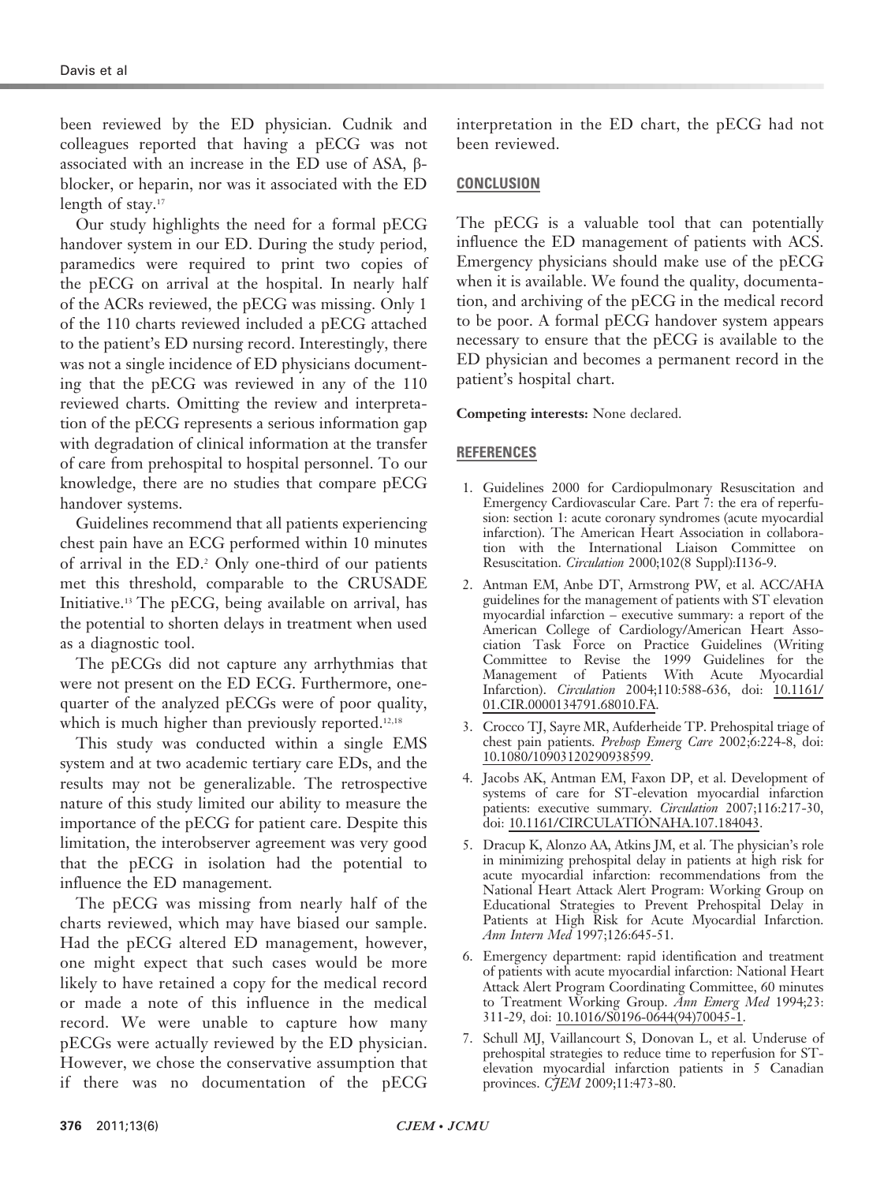been reviewed by the ED physician. Cudnik and colleagues reported that having a pECG was not associated with an increase in the ED use of ASA, β-blocker, or heparin, nor was it associated with the ED length of stay.[17]

Our study highlights the need for a formal pECG handover system in our ED. During the study period, paramedics were required to print two copies of the pECG on arrival at the hospital. In nearly half of the ACRs reviewed, the pECG was missing. Only 1 of the 110 charts reviewed included a pECG attached to the patient's ED nursing record. Interestingly, there was not a single incidence of ED physicians documenting that the pECG was reviewed in any of the 110 reviewed charts. Omitting the review and interpretation of the pECG represents a serious information gap with degradation of clinical information at the transfer of care from prehospital to hospital personnel. To our knowledge, there are no studies that compare pECG handover systems.

Guidelines recommend that all patients experiencing chest pain have an ECG performed within 10 minutes of arrival in the ED.[2] Only one-third of our patients met this threshold, comparable to the CRUSADE Initiative.[13] The pECG, being available on arrival, has the potential to shorten delays in treatment when used as a diagnostic tool.

The pECGs did not capture any arrhythmias that were not present on the ED ECG. Furthermore, one-quarter of the analyzed pECGs were of poor quality, which is much higher than previously reported.[12,18]

This study was conducted within a single EMS system and at two academic tertiary care EDs, and the results may not be generalizable. The retrospective nature of this study limited our ability to measure the importance of the pECG for patient care. Despite this limitation, the interobserver agreement was very good that the pECG in isolation had the potential to influence the ED management.

The pECG was missing from nearly half of the charts reviewed, which may have biased our sample. Had the pECG altered ED management, however, one might expect that such cases would be more likely to have retained a copy for the medical record or made a note of this influence in the medical record. We were unable to capture how many pECGs were actually reviewed by the ED physician. However, we chose the conservative assumption that if there was no documentation of the pECG interpretation in the ED chart, the pECG had not been reviewed.

## CONCLUSION

The pECG is a valuable tool that can potentially influence the ED management of patients with ACS. Emergency physicians should make use of the pECG when it is available. We found the quality, documentation, and archiving of the pECG in the medical record to be poor. A formal pECG handover system appears necessary to ensure that the pECG is available to the ED physician and becomes a permanent record in the patient's hospital chart.

**Competing interests:** None declared.

## REFERENCES

1. Guidelines 2000 for Cardiopulmonary Resuscitation and Emergency Cardiovascular Care. Part 7: the era of reperfusion: section 1: acute coronary syndromes (acute myocardial infarction). The American Heart Association in collaboration with the International Liaison Committee on Resuscitation. *Circulation* 2000;102(8 Suppl):I136-9.
2. Antman EM, Anbe DT, Armstrong PW, et al. ACC/AHA guidelines for the management of patients with ST elevation myocardial infarction – executive summary: a report of the American College of Cardiology/American Heart Association Task Force on Practice Guidelines (Writing Committee to Revise the 1999 Guidelines for the Management of Patients With Acute Myocardial Infarction). *Circulation* 2004;110:588-636, doi: 10.1161/01.CIR.0000134791.68010.FA.
3. Crocco TJ, Sayre MR, Aufderheide TP. Prehospital triage of chest pain patients. *Prehosp Emerg Care* 2002;6:224-8, doi: 10.1080/10903120290938599.
4. Jacobs AK, Antman EM, Faxon DP, et al. Development of systems of care for ST-elevation myocardial infarction patients: executive summary. *Circulation* 2007;116:217-30, doi: 10.1161/CIRCULATIONAHA.107.184043.
5. Dracup K, Alonzo AA, Atkins JM, et al. The physician's role in minimizing prehospital delay in patients at high risk for acute myocardial infarction: recommendations from the National Heart Attack Alert Program: Working Group on Educational Strategies to Prevent Prehospital Delay in Patients at High Risk for Acute Myocardial Infarction. *Ann Intern Med* 1997;126:645-51.
6. Emergency department: rapid identification and treatment of patients with acute myocardial infarction: National Heart Attack Alert Program Coordinating Committee, 60 minutes to Treatment Working Group. *Ann Emerg Med* 1994;23: 311-29, doi: 10.1016/S0196-0644(94)70045-1.
7. Schull MJ, Vaillancourt S, Donovan L, et al. Underuse of prehospital strategies to reduce time to reperfusion for ST-elevation myocardial infarction patients in 5 Canadian provinces. *CJEM* 2009;11:473-80.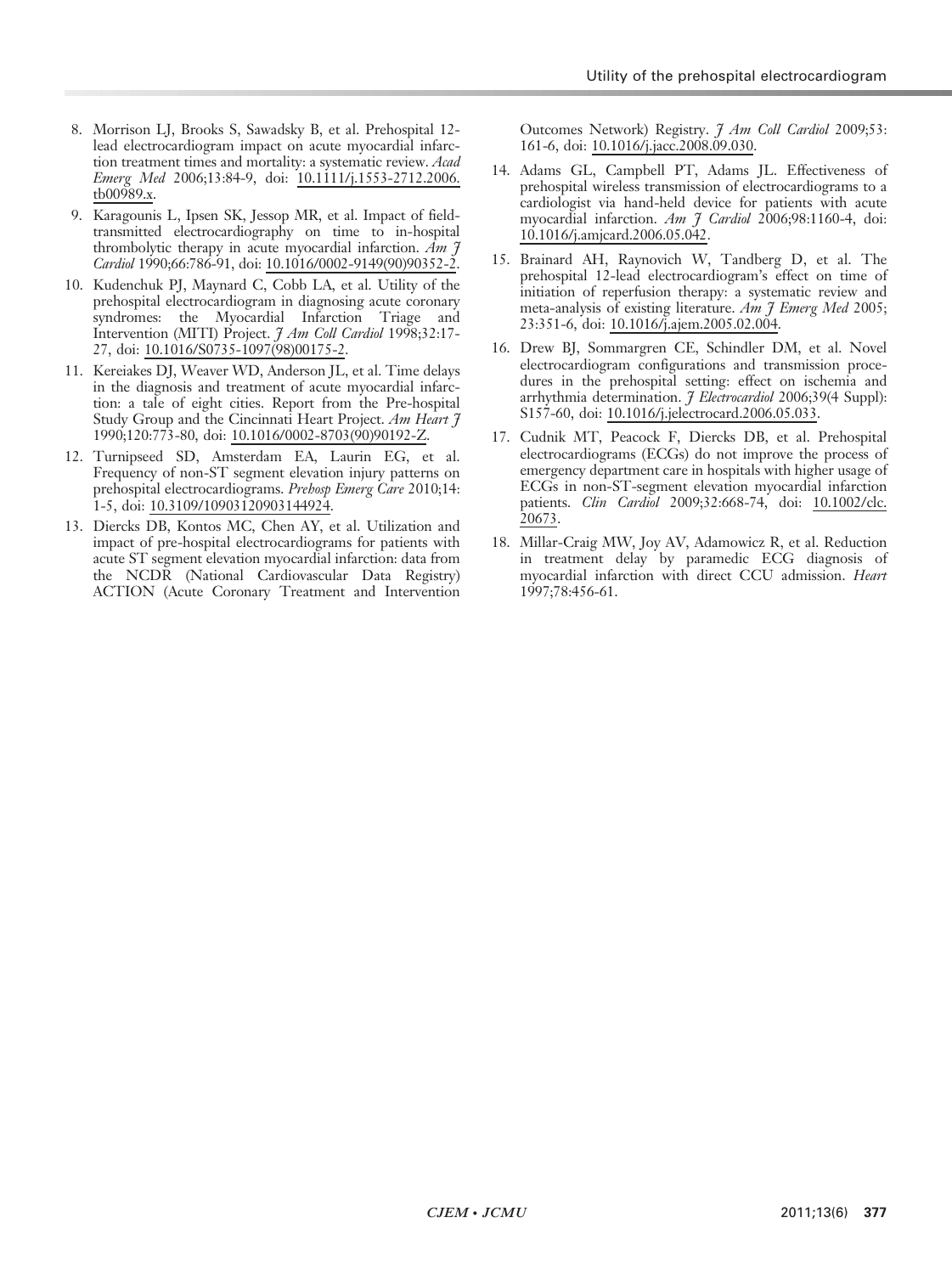8. Morrison LJ, Brooks S, Sawadsky B, et al. Prehospital 12-lead electrocardiogram impact on acute myocardial infarction treatment times and mortality: a systematic review. *Acad Emerg Med* 2006;13:84-9, doi: 10.1111/j.1553-2712.2006.tb00989.x.
9. Karagounis L, Ipsen SK, Jessop MR, et al. Impact of field-transmitted electrocardiography on time to in-hospital thrombolytic therapy in acute myocardial infarction. *Am J Cardiol* 1990;66:786-91, doi: 10.1016/0002-9149(90)90352-2.
10. Kudenchuk PJ, Maynard C, Cobb LA, et al. Utility of the prehospital electrocardiogram in diagnosing acute coronary syndromes: the Myocardial Infarction Triage and Intervention (MITI) Project. *J Am Coll Cardiol* 1998;32:17-27, doi: 10.1016/S0735-1097(98)00175-2.
11. Kereiakes DJ, Weaver WD, Anderson JL, et al. Time delays in the diagnosis and treatment of acute myocardial infarction: a tale of eight cities. Report from the Pre-hospital Study Group and the Cincinnati Heart Project. *Am Heart J* 1990;120:773-80, doi: 10.1016/0002-8703(90)90192-Z.
12. Turnipseed SD, Amsterdam EA, Laurin EG, et al. Frequency of non-ST segment elevation injury patterns on prehospital electrocardiograms. *Prehosp Emerg Care* 2010;14:1-5, doi: 10.3109/10903120903144924.
13. Diercks DB, Kontos MC, Chen AY, et al. Utilization and impact of pre-hospital electrocardiograms for patients with acute ST segment elevation myocardial infarction: data from the NCDR (National Cardiovascular Data Registry) ACTION (Acute Coronary Treatment and Intervention Outcomes Network) Registry. *J Am Coll Cardiol* 2009;53:161-6, doi: 10.1016/j.jacc.2008.09.030.
14. Adams GL, Campbell PT, Adams JL. Effectiveness of prehospital wireless transmission of electrocardiograms to a cardiologist via hand-held device for patients with acute myocardial infarction. *Am J Cardiol* 2006;98:1160-4, doi: 10.1016/j.amjcard.2006.05.042.
15. Brainard AH, Raynovich W, Tandberg D, et al. The prehospital 12-lead electrocardiogram's effect on time of initiation of reperfusion therapy: a systematic review and meta-analysis of existing literature. *Am J Emerg Med* 2005;23:351-6, doi: 10.1016/j.ajem.2005.02.004.
16. Drew BJ, Sommargren CE, Schindler DM, et al. Novel electrocardiogram configurations and transmission procedures in the prehospital setting: effect on ischemia and arrhythmia determination. *J Electrocardiol* 2006;39(4 Suppl):S157-60, doi: 10.1016/j.jelectrocard.2006.05.033.
17. Cudnik MT, Peacock F, Diercks DB, et al. Prehospital electrocardiograms (ECGs) do not improve the process of emergency department care in hospitals with higher usage of ECGs in non-ST-segment elevation myocardial infarction patients. *Clin Cardiol* 2009;32:668-74, doi: 10.1002/clc.20673.
18. Millar-Craig MW, Joy AV, Adamowicz R, et al. Reduction in treatment delay by paramedic ECG diagnosis of myocardial infarction with direct CCU admission. *Heart* 1997;78:456-61.